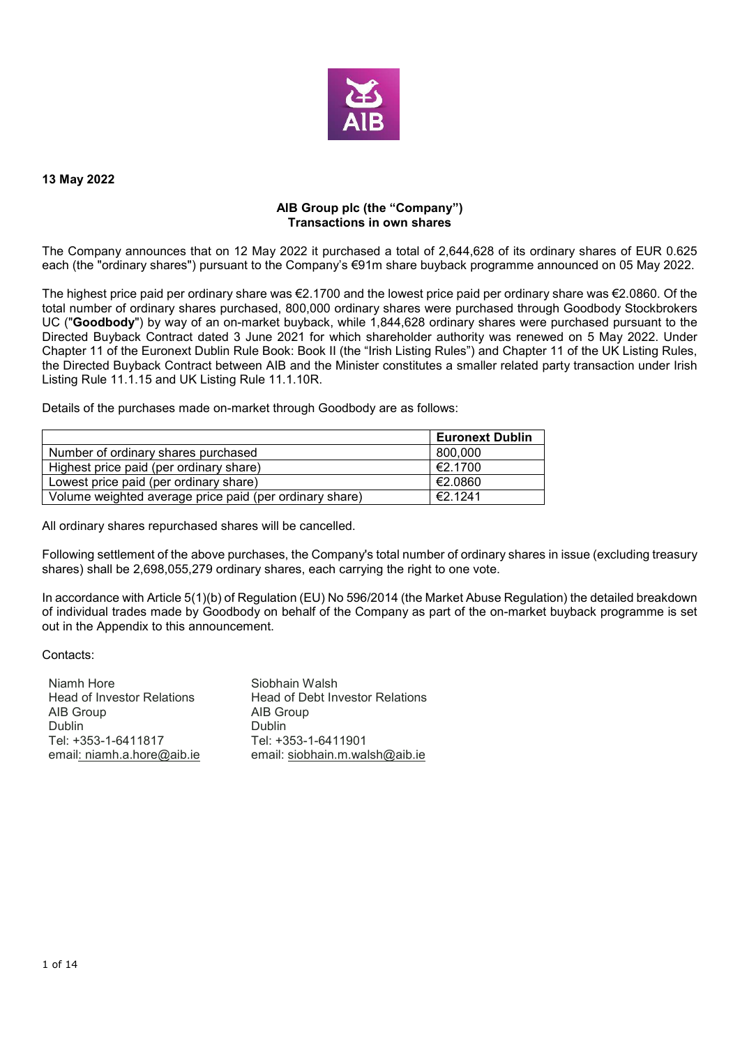**13 May 2022**

**AIB Group plc (the "Company")**
**Transactions in own shares**

The Company announces that on 12 May 2022 it purchased a total of 2,644,628 of its ordinary shares of EUR 0.625 each (the "ordinary shares") pursuant to the Company's €91m share buyback programme announced on 05 May 2022.

The highest price paid per ordinary share was €2.1700 and the lowest price paid per ordinary share was €2.0860. Of the total number of ordinary shares purchased, 800,000 ordinary shares were purchased through Goodbody Stockbrokers UC ("**Goodbody**") by way of an on-market buyback, while 1,844,628 ordinary shares were purchased pursuant to the Directed Buyback Contract dated 3 June 2021 for which shareholder authority was renewed on 5 May 2022. Under Chapter 11 of the Euronext Dublin Rule Book: Book II (the "Irish Listing Rules") and Chapter 11 of the UK Listing Rules, the Directed Buyback Contract between AIB and the Minister constitutes a smaller related party transaction under Irish Listing Rule 11.1.15 and UK Listing Rule 11.1.10R.

Details of the purchases made on-market through Goodbody are as follows:

| | **Euronext Dublin** |
|---|---|
| Number of ordinary shares purchased | 800,000 |
| Highest price paid (per ordinary share) | €2.1700 |
| Lowest price paid (per ordinary share) | €2.0860 |
| Volume weighted average price paid (per ordinary share) | €2.1241 |

All ordinary shares repurchased shares will be cancelled.

Following settlement of the above purchases, the Company's total number of ordinary shares in issue (excluding treasury shares) shall be 2,698,055,279 ordinary shares, each carrying the right to one vote.

In accordance with Article 5(1)(b) of Regulation (EU) No 596/2014 (the Market Abuse Regulation) the detailed breakdown of individual trades made by Goodbody on behalf of the Company as part of the on-market buyback programme is set out in the Appendix to this announcement.

Contacts:

Niamh Hore
Head of Investor Relations
AIB Group
Dublin
Tel: +353-1-6411817
email: niamh.a.hore@aib.ie

Siobhain Walsh
Head of Debt Investor Relations
AIB Group
Dublin
Tel: +353-1-6411901
email: siobhain.m.walsh@aib.ie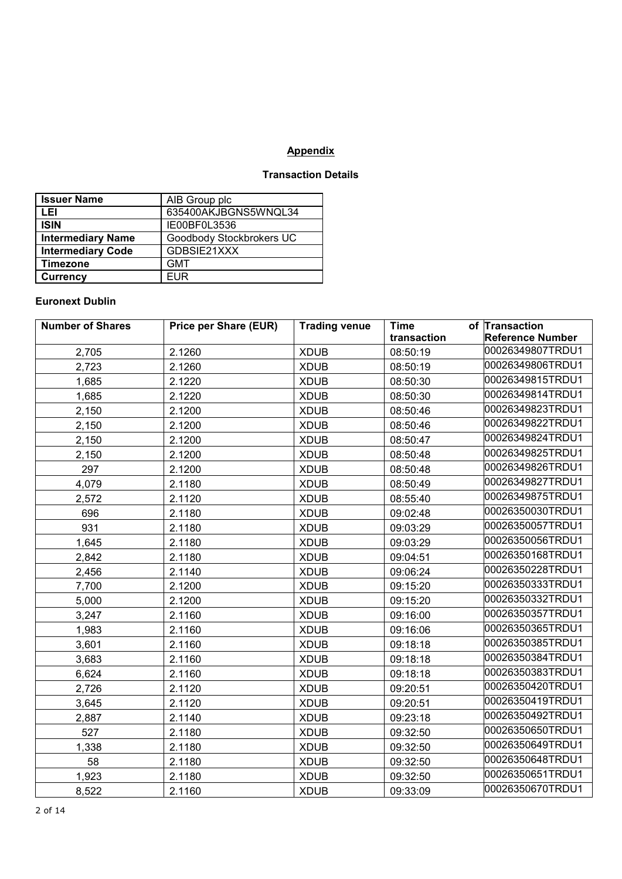## Appendix

### Transaction Details

| Issuer Name | AIB Group plc |
|---|---|
| LEI | 635400AKJBGNS5WNQL34 |
| ISIN | IE00BF0L3536 |
| Intermediary Name | Goodbody Stockbrokers UC |
| Intermediary Code | GDBSIE21XXX |
| Timezone | GMT |
| Currency | EUR |

### Euronext Dublin

| Number of Shares | Price per Share (EUR) | Trading venue | Time of transaction | Transaction Reference Number |
|---|---|---|---|---|
| 2,705 | 2.1260 | XDUB | 08:50:19 | 00026349807TRDU1 |
| 2,723 | 2.1260 | XDUB | 08:50:19 | 00026349806TRDU1 |
| 1,685 | 2.1220 | XDUB | 08:50:30 | 00026349815TRDU1 |
| 1,685 | 2.1220 | XDUB | 08:50:30 | 00026349814TRDU1 |
| 2,150 | 2.1200 | XDUB | 08:50:46 | 00026349823TRDU1 |
| 2,150 | 2.1200 | XDUB | 08:50:46 | 00026349822TRDU1 |
| 2,150 | 2.1200 | XDUB | 08:50:47 | 00026349824TRDU1 |
| 2,150 | 2.1200 | XDUB | 08:50:48 | 00026349825TRDU1 |
| 297 | 2.1200 | XDUB | 08:50:48 | 00026349826TRDU1 |
| 4,079 | 2.1180 | XDUB | 08:50:49 | 00026349827TRDU1 |
| 2,572 | 2.1120 | XDUB | 08:55:40 | 00026349875TRDU1 |
| 696 | 2.1180 | XDUB | 09:02:48 | 00026350030TRDU1 |
| 931 | 2.1180 | XDUB | 09:03:29 | 00026350057TRDU1 |
| 1,645 | 2.1180 | XDUB | 09:03:29 | 00026350056TRDU1 |
| 2,842 | 2.1180 | XDUB | 09:04:51 | 00026350168TRDU1 |
| 2,456 | 2.1140 | XDUB | 09:06:24 | 00026350228TRDU1 |
| 7,700 | 2.1200 | XDUB | 09:15:20 | 00026350333TRDU1 |
| 5,000 | 2.1200 | XDUB | 09:15:20 | 00026350332TRDU1 |
| 3,247 | 2.1160 | XDUB | 09:16:00 | 00026350357TRDU1 |
| 1,983 | 2.1160 | XDUB | 09:16:06 | 00026350365TRDU1 |
| 3,601 | 2.1160 | XDUB | 09:18:18 | 00026350385TRDU1 |
| 3,683 | 2.1160 | XDUB | 09:18:18 | 00026350384TRDU1 |
| 6,624 | 2.1160 | XDUB | 09:18:18 | 00026350383TRDU1 |
| 2,726 | 2.1120 | XDUB | 09:20:51 | 00026350420TRDU1 |
| 3,645 | 2.1120 | XDUB | 09:20:51 | 00026350419TRDU1 |
| 2,887 | 2.1140 | XDUB | 09:23:18 | 00026350492TRDU1 |
| 527 | 2.1180 | XDUB | 09:32:50 | 00026350650TRDU1 |
| 1,338 | 2.1180 | XDUB | 09:32:50 | 00026350649TRDU1 |
| 58 | 2.1180 | XDUB | 09:32:50 | 00026350648TRDU1 |
| 1,923 | 2.1180 | XDUB | 09:32:50 | 00026350651TRDU1 |
| 8,522 | 2.1160 | XDUB | 09:33:09 | 00026350670TRDU1 |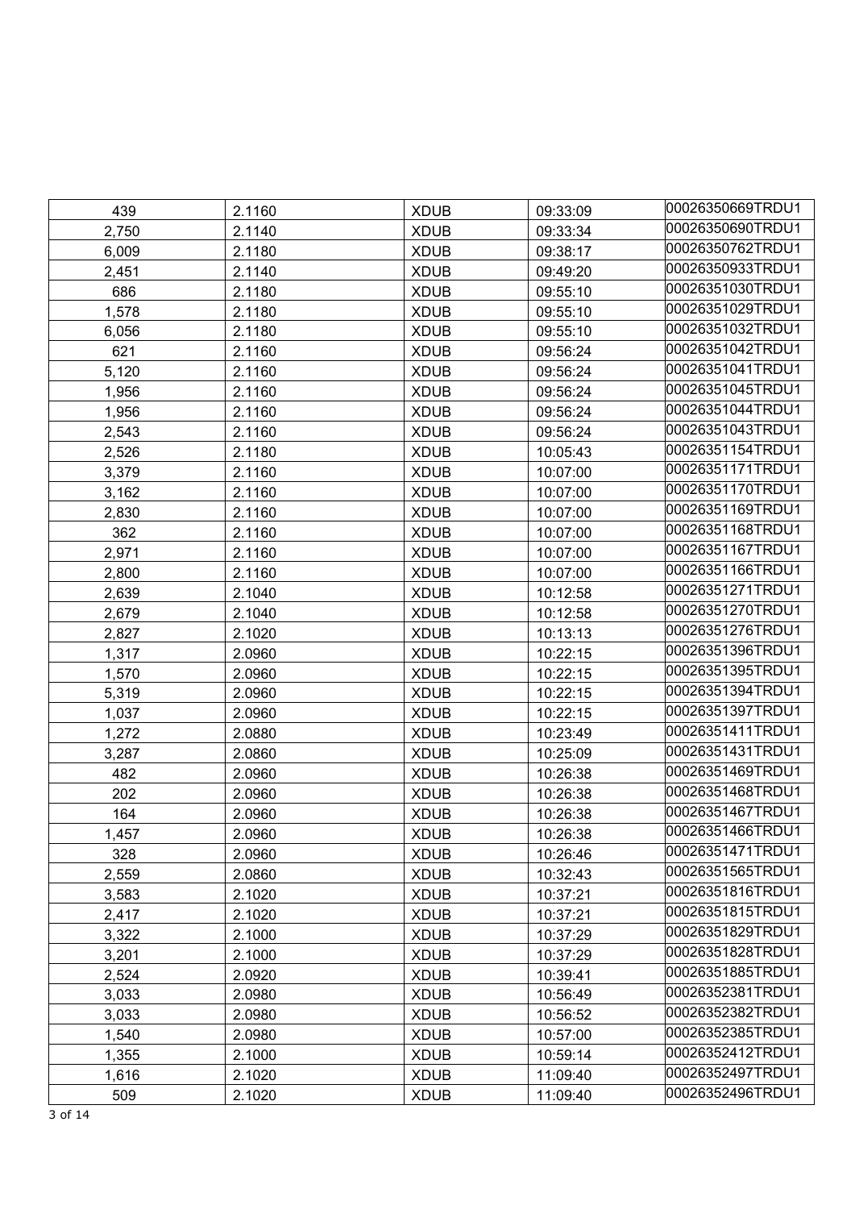| 439 | 2.1160 | XDUB | 09:33:09 | 00026350669TRDU1 |
|---|---|---|---|---|
| 2,750 | 2.1140 | XDUB | 09:33:34 | 00026350690TRDU1 |
| 6,009 | 2.1180 | XDUB | 09:38:17 | 00026350762TRDU1 |
| 2,451 | 2.1140 | XDUB | 09:49:20 | 00026350933TRDU1 |
| 686 | 2.1180 | XDUB | 09:55:10 | 00026351030TRDU1 |
| 1,578 | 2.1180 | XDUB | 09:55:10 | 00026351029TRDU1 |
| 6,056 | 2.1180 | XDUB | 09:55:10 | 00026351032TRDU1 |
| 621 | 2.1160 | XDUB | 09:56:24 | 00026351042TRDU1 |
| 5,120 | 2.1160 | XDUB | 09:56:24 | 00026351041TRDU1 |
| 1,956 | 2.1160 | XDUB | 09:56:24 | 00026351045TRDU1 |
| 1,956 | 2.1160 | XDUB | 09:56:24 | 00026351044TRDU1 |
| 2,543 | 2.1160 | XDUB | 09:56:24 | 00026351043TRDU1 |
| 2,526 | 2.1180 | XDUB | 10:05:43 | 00026351154TRDU1 |
| 3,379 | 2.1160 | XDUB | 10:07:00 | 00026351171TRDU1 |
| 3,162 | 2.1160 | XDUB | 10:07:00 | 00026351170TRDU1 |
| 2,830 | 2.1160 | XDUB | 10:07:00 | 00026351169TRDU1 |
| 362 | 2.1160 | XDUB | 10:07:00 | 00026351168TRDU1 |
| 2,971 | 2.1160 | XDUB | 10:07:00 | 00026351167TRDU1 |
| 2,800 | 2.1160 | XDUB | 10:07:00 | 00026351166TRDU1 |
| 2,639 | 2.1040 | XDUB | 10:12:58 | 00026351271TRDU1 |
| 2,679 | 2.1040 | XDUB | 10:12:58 | 00026351270TRDU1 |
| 2,827 | 2.1020 | XDUB | 10:13:13 | 00026351276TRDU1 |
| 1,317 | 2.0960 | XDUB | 10:22:15 | 00026351396TRDU1 |
| 1,570 | 2.0960 | XDUB | 10:22:15 | 00026351395TRDU1 |
| 5,319 | 2.0960 | XDUB | 10:22:15 | 00026351394TRDU1 |
| 1,037 | 2.0960 | XDUB | 10:22:15 | 00026351397TRDU1 |
| 1,272 | 2.0880 | XDUB | 10:23:49 | 00026351411TRDU1 |
| 3,287 | 2.0860 | XDUB | 10:25:09 | 00026351431TRDU1 |
| 482 | 2.0960 | XDUB | 10:26:38 | 00026351469TRDU1 |
| 202 | 2.0960 | XDUB | 10:26:38 | 00026351468TRDU1 |
| 164 | 2.0960 | XDUB | 10:26:38 | 00026351467TRDU1 |
| 1,457 | 2.0960 | XDUB | 10:26:38 | 00026351466TRDU1 |
| 328 | 2.0960 | XDUB | 10:26:46 | 00026351471TRDU1 |
| 2,559 | 2.0860 | XDUB | 10:32:43 | 00026351565TRDU1 |
| 3,583 | 2.1020 | XDUB | 10:37:21 | 00026351816TRDU1 |
| 2,417 | 2.1020 | XDUB | 10:37:21 | 00026351815TRDU1 |
| 3,322 | 2.1000 | XDUB | 10:37:29 | 00026351829TRDU1 |
| 3,201 | 2.1000 | XDUB | 10:37:29 | 00026351828TRDU1 |
| 2,524 | 2.0920 | XDUB | 10:39:41 | 00026351885TRDU1 |
| 3,033 | 2.0980 | XDUB | 10:56:49 | 00026352381TRDU1 |
| 3,033 | 2.0980 | XDUB | 10:56:52 | 00026352382TRDU1 |
| 1,540 | 2.0980 | XDUB | 10:57:00 | 00026352385TRDU1 |
| 1,355 | 2.1000 | XDUB | 10:59:14 | 00026352412TRDU1 |
| 1,616 | 2.1020 | XDUB | 11:09:40 | 00026352497TRDU1 |
| 509 | 2.1020 | XDUB | 11:09:40 | 00026352496TRDU1 |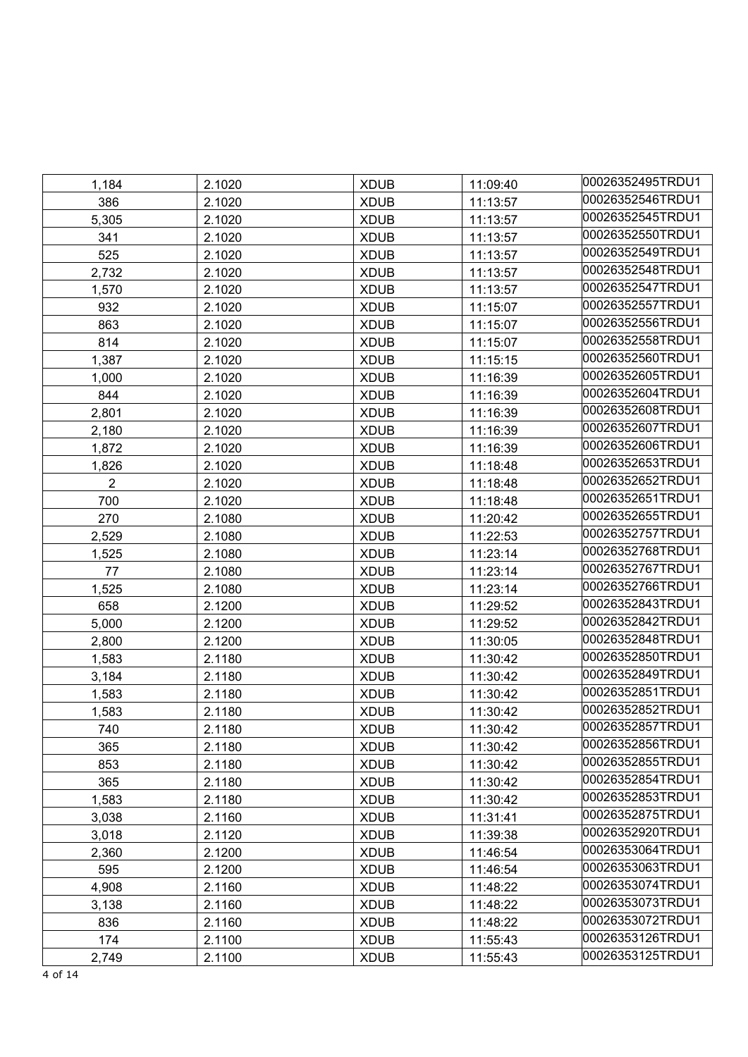| | | | | |
|---|---|---|---|---|
| 1,184 | 2.1020 | XDUB | 11:09:40 | 00026352495TRDU1 |
| 386 | 2.1020 | XDUB | 11:13:57 | 00026352546TRDU1 |
| 5,305 | 2.1020 | XDUB | 11:13:57 | 00026352545TRDU1 |
| 341 | 2.1020 | XDUB | 11:13:57 | 00026352550TRDU1 |
| 525 | 2.1020 | XDUB | 11:13:57 | 00026352549TRDU1 |
| 2,732 | 2.1020 | XDUB | 11:13:57 | 00026352548TRDU1 |
| 1,570 | 2.1020 | XDUB | 11:13:57 | 00026352547TRDU1 |
| 932 | 2.1020 | XDUB | 11:15:07 | 00026352557TRDU1 |
| 863 | 2.1020 | XDUB | 11:15:07 | 00026352556TRDU1 |
| 814 | 2.1020 | XDUB | 11:15:07 | 00026352558TRDU1 |
| 1,387 | 2.1020 | XDUB | 11:15:15 | 00026352560TRDU1 |
| 1,000 | 2.1020 | XDUB | 11:16:39 | 00026352605TRDU1 |
| 844 | 2.1020 | XDUB | 11:16:39 | 00026352604TRDU1 |
| 2,801 | 2.1020 | XDUB | 11:16:39 | 00026352608TRDU1 |
| 2,180 | 2.1020 | XDUB | 11:16:39 | 00026352607TRDU1 |
| 1,872 | 2.1020 | XDUB | 11:16:39 | 00026352606TRDU1 |
| 1,826 | 2.1020 | XDUB | 11:18:48 | 00026352653TRDU1 |
| 2 | 2.1020 | XDUB | 11:18:48 | 00026352652TRDU1 |
| 700 | 2.1020 | XDUB | 11:18:48 | 00026352651TRDU1 |
| 270 | 2.1080 | XDUB | 11:20:42 | 00026352655TRDU1 |
| 2,529 | 2.1080 | XDUB | 11:22:53 | 00026352757TRDU1 |
| 1,525 | 2.1080 | XDUB | 11:23:14 | 00026352768TRDU1 |
| 77 | 2.1080 | XDUB | 11:23:14 | 00026352767TRDU1 |
| 1,525 | 2.1080 | XDUB | 11:23:14 | 00026352766TRDU1 |
| 658 | 2.1200 | XDUB | 11:29:52 | 00026352843TRDU1 |
| 5,000 | 2.1200 | XDUB | 11:29:52 | 00026352842TRDU1 |
| 2,800 | 2.1200 | XDUB | 11:30:05 | 00026352848TRDU1 |
| 1,583 | 2.1180 | XDUB | 11:30:42 | 00026352850TRDU1 |
| 3,184 | 2.1180 | XDUB | 11:30:42 | 00026352849TRDU1 |
| 1,583 | 2.1180 | XDUB | 11:30:42 | 00026352851TRDU1 |
| 1,583 | 2.1180 | XDUB | 11:30:42 | 00026352852TRDU1 |
| 740 | 2.1180 | XDUB | 11:30:42 | 00026352857TRDU1 |
| 365 | 2.1180 | XDUB | 11:30:42 | 00026352856TRDU1 |
| 853 | 2.1180 | XDUB | 11:30:42 | 00026352855TRDU1 |
| 365 | 2.1180 | XDUB | 11:30:42 | 00026352854TRDU1 |
| 1,583 | 2.1180 | XDUB | 11:30:42 | 00026352853TRDU1 |
| 3,038 | 2.1160 | XDUB | 11:31:41 | 00026352875TRDU1 |
| 3,018 | 2.1120 | XDUB | 11:39:38 | 00026352920TRDU1 |
| 2,360 | 2.1200 | XDUB | 11:46:54 | 00026353064TRDU1 |
| 595 | 2.1200 | XDUB | 11:46:54 | 00026353063TRDU1 |
| 4,908 | 2.1160 | XDUB | 11:48:22 | 00026353074TRDU1 |
| 3,138 | 2.1160 | XDUB | 11:48:22 | 00026353073TRDU1 |
| 836 | 2.1160 | XDUB | 11:48:22 | 00026353072TRDU1 |
| 174 | 2.1100 | XDUB | 11:55:43 | 00026353126TRDU1 |
| 2,749 | 2.1100 | XDUB | 11:55:43 | 00026353125TRDU1 |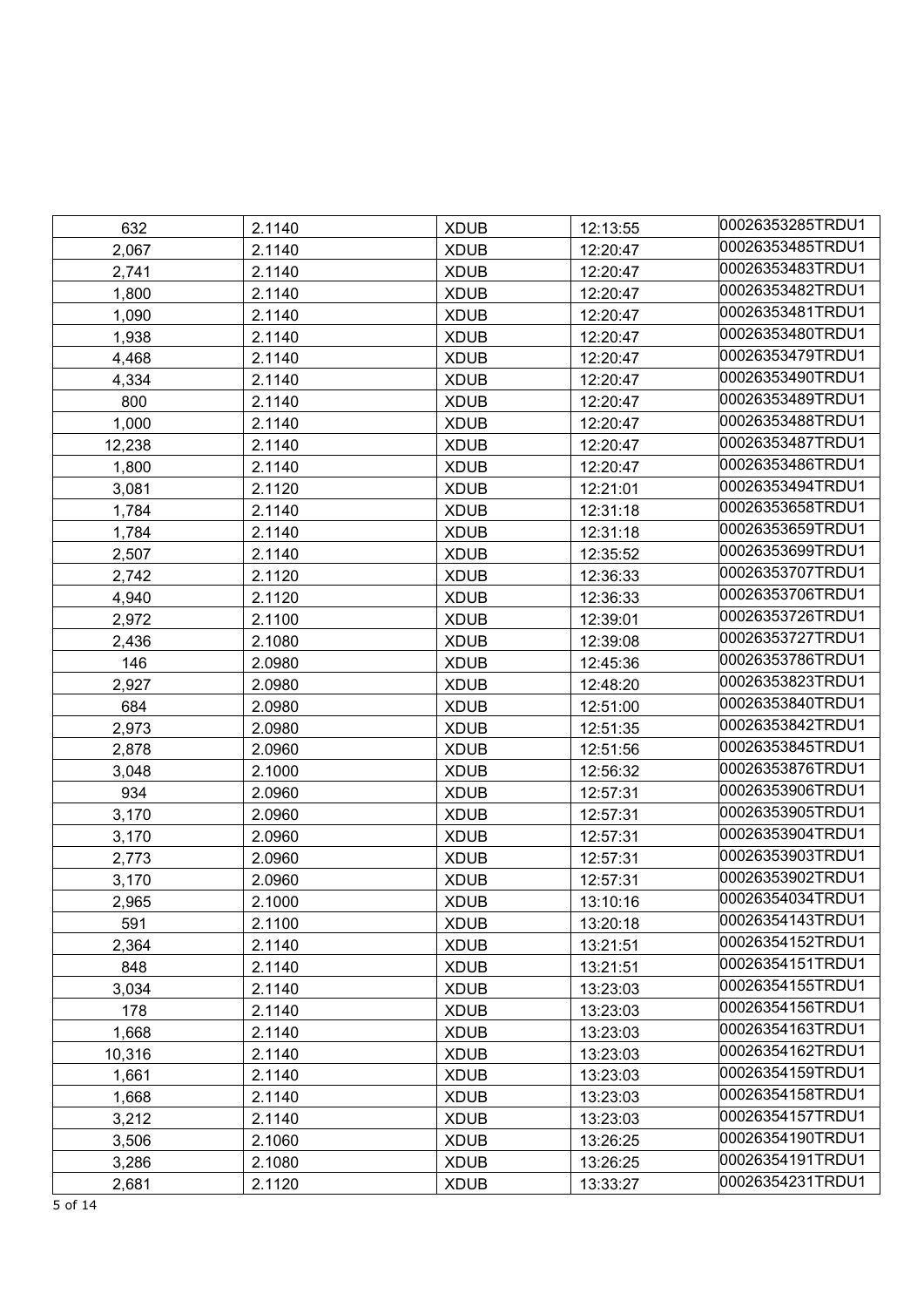| 632 | 2.1140 | XDUB | 12:13:55 | 00026353285TRDU1 |
|---|---|---|---|---|
| 2,067 | 2.1140 | XDUB | 12:20:47 | 00026353485TRDU1 |
| 2,741 | 2.1140 | XDUB | 12:20:47 | 00026353483TRDU1 |
| 1,800 | 2.1140 | XDUB | 12:20:47 | 00026353482TRDU1 |
| 1,090 | 2.1140 | XDUB | 12:20:47 | 00026353481TRDU1 |
| 1,938 | 2.1140 | XDUB | 12:20:47 | 00026353480TRDU1 |
| 4,468 | 2.1140 | XDUB | 12:20:47 | 00026353479TRDU1 |
| 4,334 | 2.1140 | XDUB | 12:20:47 | 00026353490TRDU1 |
| 800 | 2.1140 | XDUB | 12:20:47 | 00026353489TRDU1 |
| 1,000 | 2.1140 | XDUB | 12:20:47 | 00026353488TRDU1 |
| 12,238 | 2.1140 | XDUB | 12:20:47 | 00026353487TRDU1 |
| 1,800 | 2.1140 | XDUB | 12:20:47 | 00026353486TRDU1 |
| 3,081 | 2.1120 | XDUB | 12:21:01 | 00026353494TRDU1 |
| 1,784 | 2.1140 | XDUB | 12:31:18 | 00026353658TRDU1 |
| 1,784 | 2.1140 | XDUB | 12:31:18 | 00026353659TRDU1 |
| 2,507 | 2.1140 | XDUB | 12:35:52 | 00026353699TRDU1 |
| 2,742 | 2.1120 | XDUB | 12:36:33 | 00026353707TRDU1 |
| 4,940 | 2.1120 | XDUB | 12:36:33 | 00026353706TRDU1 |
| 2,972 | 2.1100 | XDUB | 12:39:01 | 00026353726TRDU1 |
| 2,436 | 2.1080 | XDUB | 12:39:08 | 00026353727TRDU1 |
| 146 | 2.0980 | XDUB | 12:45:36 | 00026353786TRDU1 |
| 2,927 | 2.0980 | XDUB | 12:48:20 | 00026353823TRDU1 |
| 684 | 2.0980 | XDUB | 12:51:00 | 00026353840TRDU1 |
| 2,973 | 2.0980 | XDUB | 12:51:35 | 00026353842TRDU1 |
| 2,878 | 2.0960 | XDUB | 12:51:56 | 00026353845TRDU1 |
| 3,048 | 2.1000 | XDUB | 12:56:32 | 00026353876TRDU1 |
| 934 | 2.0960 | XDUB | 12:57:31 | 00026353906TRDU1 |
| 3,170 | 2.0960 | XDUB | 12:57:31 | 00026353905TRDU1 |
| 3,170 | 2.0960 | XDUB | 12:57:31 | 00026353904TRDU1 |
| 2,773 | 2.0960 | XDUB | 12:57:31 | 00026353903TRDU1 |
| 3,170 | 2.0960 | XDUB | 12:57:31 | 00026353902TRDU1 |
| 2,965 | 2.1000 | XDUB | 13:10:16 | 00026354034TRDU1 |
| 591 | 2.1100 | XDUB | 13:20:18 | 00026354143TRDU1 |
| 2,364 | 2.1140 | XDUB | 13:21:51 | 00026354152TRDU1 |
| 848 | 2.1140 | XDUB | 13:21:51 | 00026354151TRDU1 |
| 3,034 | 2.1140 | XDUB | 13:23:03 | 00026354155TRDU1 |
| 178 | 2.1140 | XDUB | 13:23:03 | 00026354156TRDU1 |
| 1,668 | 2.1140 | XDUB | 13:23:03 | 00026354163TRDU1 |
| 10,316 | 2.1140 | XDUB | 13:23:03 | 00026354162TRDU1 |
| 1,661 | 2.1140 | XDUB | 13:23:03 | 00026354159TRDU1 |
| 1,668 | 2.1140 | XDUB | 13:23:03 | 00026354158TRDU1 |
| 3,212 | 2.1140 | XDUB | 13:23:03 | 00026354157TRDU1 |
| 3,506 | 2.1060 | XDUB | 13:26:25 | 00026354190TRDU1 |
| 3,286 | 2.1080 | XDUB | 13:26:25 | 00026354191TRDU1 |
| 2,681 | 2.1120 | XDUB | 13:33:27 | 00026354231TRDU1 |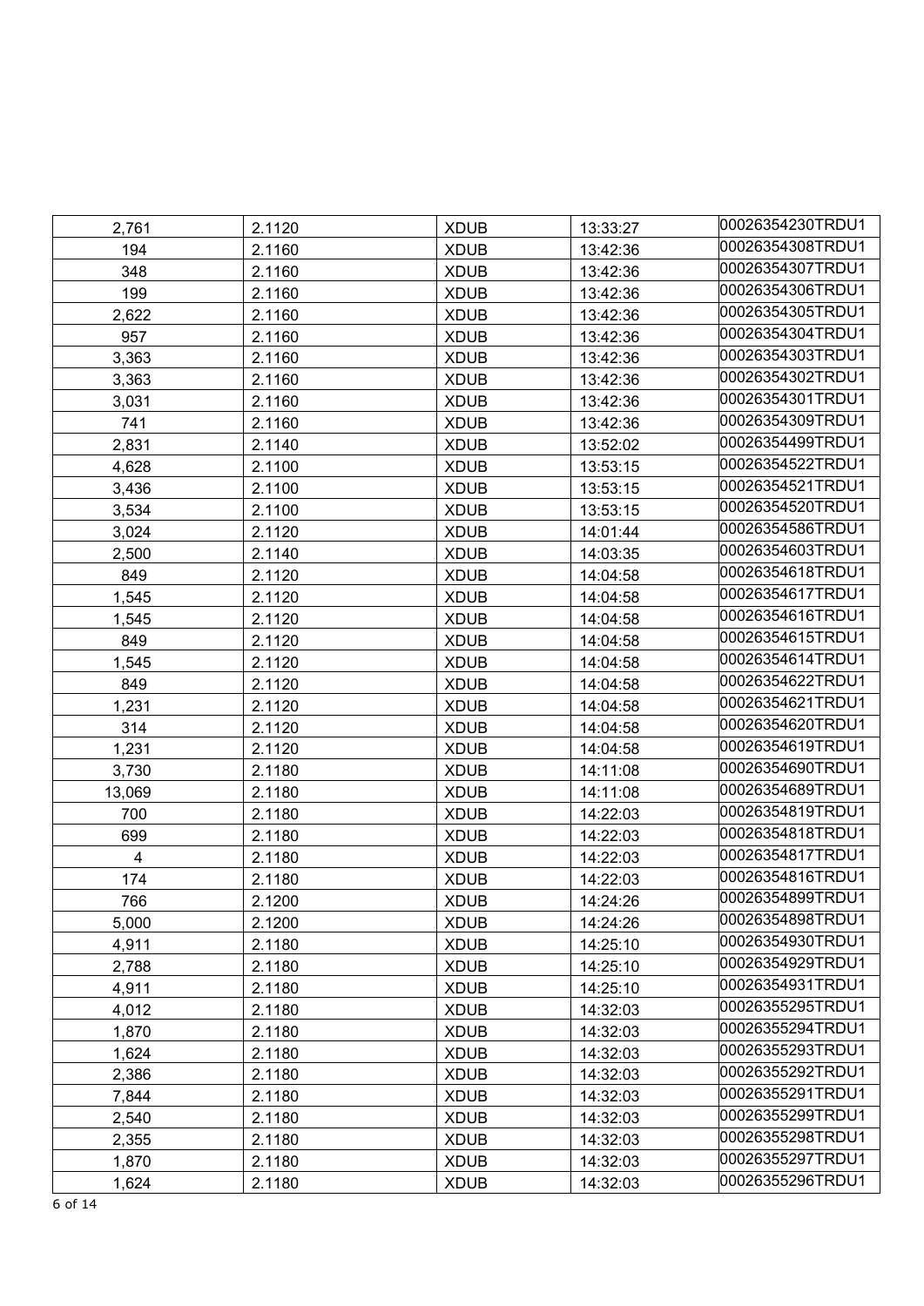| | | | | |
|---|---|---|---|---|
| 2,761 | 2.1120 | XDUB | 13:33:27 | 00026354230TRDU1 |
| 194 | 2.1160 | XDUB | 13:42:36 | 00026354308TRDU1 |
| 348 | 2.1160 | XDUB | 13:42:36 | 00026354307TRDU1 |
| 199 | 2.1160 | XDUB | 13:42:36 | 00026354306TRDU1 |
| 2,622 | 2.1160 | XDUB | 13:42:36 | 00026354305TRDU1 |
| 957 | 2.1160 | XDUB | 13:42:36 | 00026354304TRDU1 |
| 3,363 | 2.1160 | XDUB | 13:42:36 | 00026354303TRDU1 |
| 3,363 | 2.1160 | XDUB | 13:42:36 | 00026354302TRDU1 |
| 3,031 | 2.1160 | XDUB | 13:42:36 | 00026354301TRDU1 |
| 741 | 2.1160 | XDUB | 13:42:36 | 00026354309TRDU1 |
| 2,831 | 2.1140 | XDUB | 13:52:02 | 00026354499TRDU1 |
| 4,628 | 2.1100 | XDUB | 13:53:15 | 00026354522TRDU1 |
| 3,436 | 2.1100 | XDUB | 13:53:15 | 00026354521TRDU1 |
| 3,534 | 2.1100 | XDUB | 13:53:15 | 00026354520TRDU1 |
| 3,024 | 2.1120 | XDUB | 14:01:44 | 00026354586TRDU1 |
| 2,500 | 2.1140 | XDUB | 14:03:35 | 00026354603TRDU1 |
| 849 | 2.1120 | XDUB | 14:04:58 | 00026354618TRDU1 |
| 1,545 | 2.1120 | XDUB | 14:04:58 | 00026354617TRDU1 |
| 1,545 | 2.1120 | XDUB | 14:04:58 | 00026354616TRDU1 |
| 849 | 2.1120 | XDUB | 14:04:58 | 00026354615TRDU1 |
| 1,545 | 2.1120 | XDUB | 14:04:58 | 00026354614TRDU1 |
| 849 | 2.1120 | XDUB | 14:04:58 | 00026354622TRDU1 |
| 1,231 | 2.1120 | XDUB | 14:04:58 | 00026354621TRDU1 |
| 314 | 2.1120 | XDUB | 14:04:58 | 00026354620TRDU1 |
| 1,231 | 2.1120 | XDUB | 14:04:58 | 00026354619TRDU1 |
| 3,730 | 2.1180 | XDUB | 14:11:08 | 00026354690TRDU1 |
| 13,069 | 2.1180 | XDUB | 14:11:08 | 00026354689TRDU1 |
| 700 | 2.1180 | XDUB | 14:22:03 | 00026354819TRDU1 |
| 699 | 2.1180 | XDUB | 14:22:03 | 00026354818TRDU1 |
| 4 | 2.1180 | XDUB | 14:22:03 | 00026354817TRDU1 |
| 174 | 2.1180 | XDUB | 14:22:03 | 00026354816TRDU1 |
| 766 | 2.1200 | XDUB | 14:24:26 | 00026354899TRDU1 |
| 5,000 | 2.1200 | XDUB | 14:24:26 | 00026354898TRDU1 |
| 4,911 | 2.1180 | XDUB | 14:25:10 | 00026354930TRDU1 |
| 2,788 | 2.1180 | XDUB | 14:25:10 | 00026354929TRDU1 |
| 4,911 | 2.1180 | XDUB | 14:25:10 | 00026354931TRDU1 |
| 4,012 | 2.1180 | XDUB | 14:32:03 | 00026355295TRDU1 |
| 1,870 | 2.1180 | XDUB | 14:32:03 | 00026355294TRDU1 |
| 1,624 | 2.1180 | XDUB | 14:32:03 | 00026355293TRDU1 |
| 2,386 | 2.1180 | XDUB | 14:32:03 | 00026355292TRDU1 |
| 7,844 | 2.1180 | XDUB | 14:32:03 | 00026355291TRDU1 |
| 2,540 | 2.1180 | XDUB | 14:32:03 | 00026355299TRDU1 |
| 2,355 | 2.1180 | XDUB | 14:32:03 | 00026355298TRDU1 |
| 1,870 | 2.1180 | XDUB | 14:32:03 | 00026355297TRDU1 |
| 1,624 | 2.1180 | XDUB | 14:32:03 | 00026355296TRDU1 |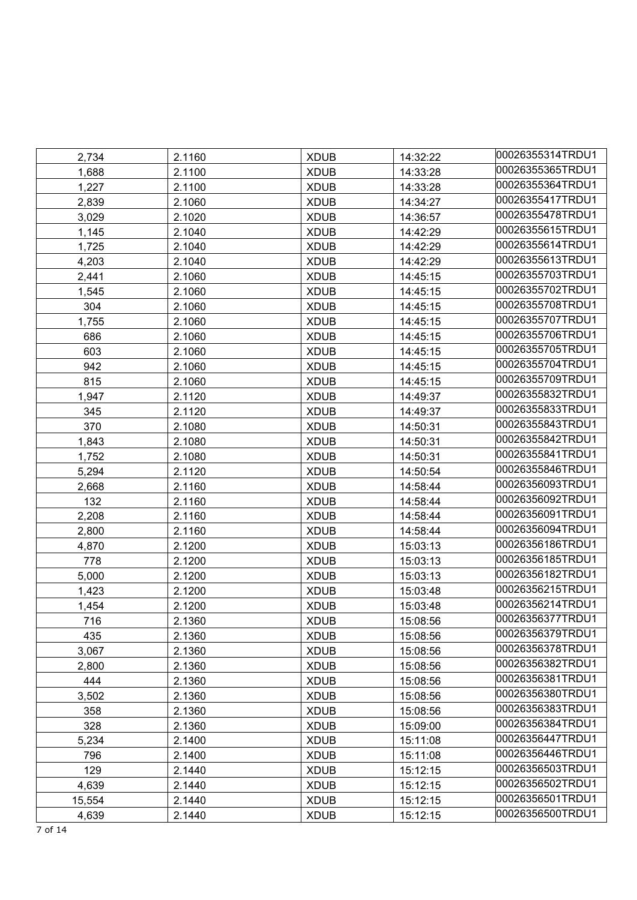| | | | | |
|---|---|---|---|---|
| 2,734 | 2.1160 | XDUB | 14:32:22 | 00026355314TRDU1 |
| 1,688 | 2.1100 | XDUB | 14:33:28 | 00026355365TRDU1 |
| 1,227 | 2.1100 | XDUB | 14:33:28 | 00026355364TRDU1 |
| 2,839 | 2.1060 | XDUB | 14:34:27 | 00026355417TRDU1 |
| 3,029 | 2.1020 | XDUB | 14:36:57 | 00026355478TRDU1 |
| 1,145 | 2.1040 | XDUB | 14:42:29 | 00026355615TRDU1 |
| 1,725 | 2.1040 | XDUB | 14:42:29 | 00026355614TRDU1 |
| 4,203 | 2.1040 | XDUB | 14:42:29 | 00026355613TRDU1 |
| 2,441 | 2.1060 | XDUB | 14:45:15 | 00026355703TRDU1 |
| 1,545 | 2.1060 | XDUB | 14:45:15 | 00026355702TRDU1 |
| 304 | 2.1060 | XDUB | 14:45:15 | 00026355708TRDU1 |
| 1,755 | 2.1060 | XDUB | 14:45:15 | 00026355707TRDU1 |
| 686 | 2.1060 | XDUB | 14:45:15 | 00026355706TRDU1 |
| 603 | 2.1060 | XDUB | 14:45:15 | 00026355705TRDU1 |
| 942 | 2.1060 | XDUB | 14:45:15 | 00026355704TRDU1 |
| 815 | 2.1060 | XDUB | 14:45:15 | 00026355709TRDU1 |
| 1,947 | 2.1120 | XDUB | 14:49:37 | 00026355832TRDU1 |
| 345 | 2.1120 | XDUB | 14:49:37 | 00026355833TRDU1 |
| 370 | 2.1080 | XDUB | 14:50:31 | 00026355843TRDU1 |
| 1,843 | 2.1080 | XDUB | 14:50:31 | 00026355842TRDU1 |
| 1,752 | 2.1080 | XDUB | 14:50:31 | 00026355841TRDU1 |
| 5,294 | 2.1120 | XDUB | 14:50:54 | 00026355846TRDU1 |
| 2,668 | 2.1160 | XDUB | 14:58:44 | 00026356093TRDU1 |
| 132 | 2.1160 | XDUB | 14:58:44 | 00026356092TRDU1 |
| 2,208 | 2.1160 | XDUB | 14:58:44 | 00026356091TRDU1 |
| 2,800 | 2.1160 | XDUB | 14:58:44 | 00026356094TRDU1 |
| 4,870 | 2.1200 | XDUB | 15:03:13 | 00026356186TRDU1 |
| 778 | 2.1200 | XDUB | 15:03:13 | 00026356185TRDU1 |
| 5,000 | 2.1200 | XDUB | 15:03:13 | 00026356182TRDU1 |
| 1,423 | 2.1200 | XDUB | 15:03:48 | 00026356215TRDU1 |
| 1,454 | 2.1200 | XDUB | 15:03:48 | 00026356214TRDU1 |
| 716 | 2.1360 | XDUB | 15:08:56 | 00026356377TRDU1 |
| 435 | 2.1360 | XDUB | 15:08:56 | 00026356379TRDU1 |
| 3,067 | 2.1360 | XDUB | 15:08:56 | 00026356378TRDU1 |
| 2,800 | 2.1360 | XDUB | 15:08:56 | 00026356382TRDU1 |
| 444 | 2.1360 | XDUB | 15:08:56 | 00026356381TRDU1 |
| 3,502 | 2.1360 | XDUB | 15:08:56 | 00026356380TRDU1 |
| 358 | 2.1360 | XDUB | 15:08:56 | 00026356383TRDU1 |
| 328 | 2.1360 | XDUB | 15:09:00 | 00026356384TRDU1 |
| 5,234 | 2.1400 | XDUB | 15:11:08 | 00026356447TRDU1 |
| 796 | 2.1400 | XDUB | 15:11:08 | 00026356446TRDU1 |
| 129 | 2.1440 | XDUB | 15:12:15 | 00026356503TRDU1 |
| 4,639 | 2.1440 | XDUB | 15:12:15 | 00026356502TRDU1 |
| 15,554 | 2.1440 | XDUB | 15:12:15 | 00026356501TRDU1 |
| 4,639 | 2.1440 | XDUB | 15:12:15 | 00026356500TRDU1 |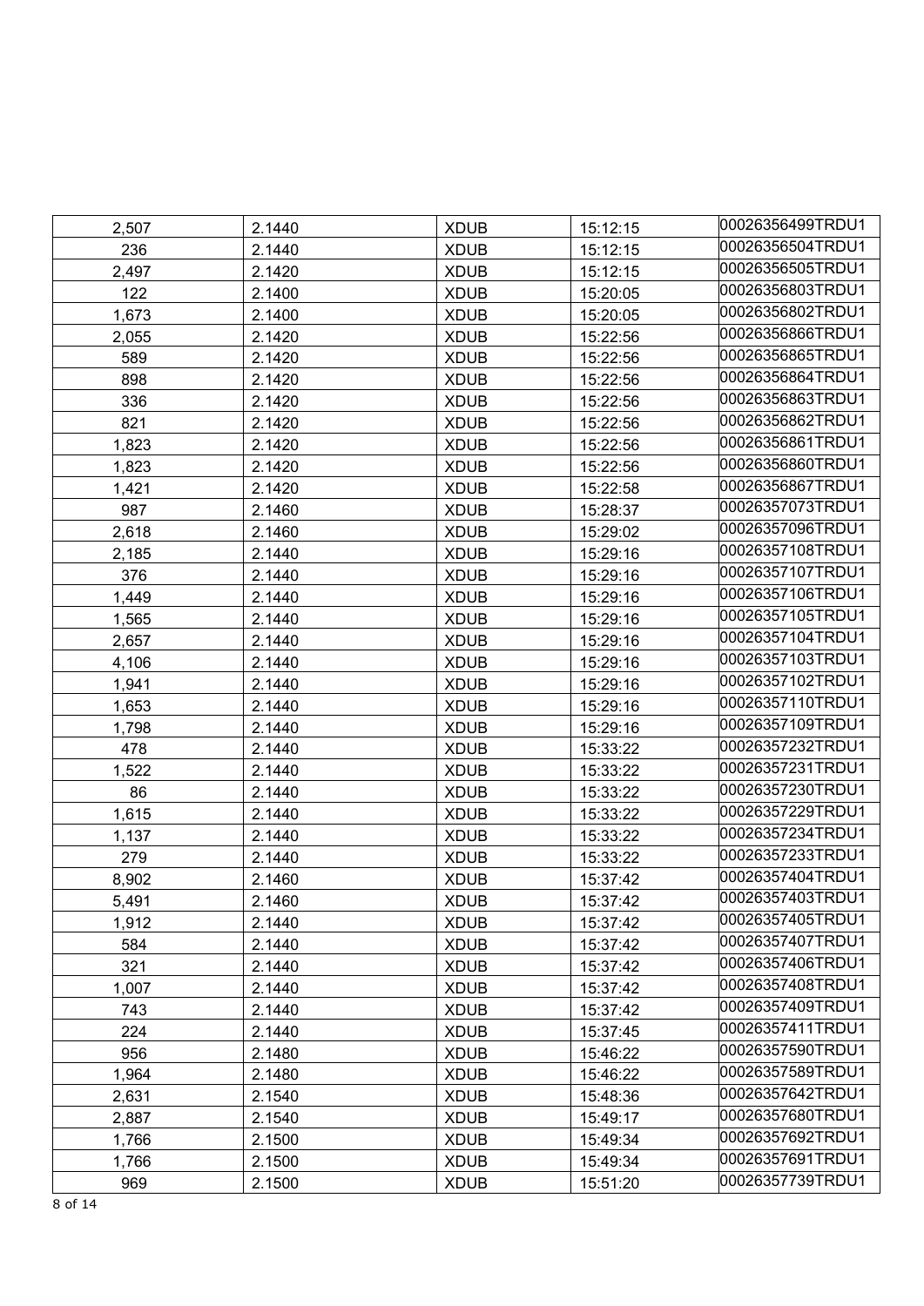| | | | | |
|---|---|---|---|---|
| 2,507 | 2.1440 | XDUB | 15:12:15 | 00026356499TRDU1 |
| 236 | 2.1440 | XDUB | 15:12:15 | 00026356504TRDU1 |
| 2,497 | 2.1420 | XDUB | 15:12:15 | 00026356505TRDU1 |
| 122 | 2.1400 | XDUB | 15:20:05 | 00026356803TRDU1 |
| 1,673 | 2.1400 | XDUB | 15:20:05 | 00026356802TRDU1 |
| 2,055 | 2.1420 | XDUB | 15:22:56 | 00026356866TRDU1 |
| 589 | 2.1420 | XDUB | 15:22:56 | 00026356865TRDU1 |
| 898 | 2.1420 | XDUB | 15:22:56 | 00026356864TRDU1 |
| 336 | 2.1420 | XDUB | 15:22:56 | 00026356863TRDU1 |
| 821 | 2.1420 | XDUB | 15:22:56 | 00026356862TRDU1 |
| 1,823 | 2.1420 | XDUB | 15:22:56 | 00026356861TRDU1 |
| 1,823 | 2.1420 | XDUB | 15:22:56 | 00026356860TRDU1 |
| 1,421 | 2.1420 | XDUB | 15:22:58 | 00026356867TRDU1 |
| 987 | 2.1460 | XDUB | 15:28:37 | 00026357073TRDU1 |
| 2,618 | 2.1460 | XDUB | 15:29:02 | 00026357096TRDU1 |
| 2,185 | 2.1440 | XDUB | 15:29:16 | 00026357108TRDU1 |
| 376 | 2.1440 | XDUB | 15:29:16 | 00026357107TRDU1 |
| 1,449 | 2.1440 | XDUB | 15:29:16 | 00026357106TRDU1 |
| 1,565 | 2.1440 | XDUB | 15:29:16 | 00026357105TRDU1 |
| 2,657 | 2.1440 | XDUB | 15:29:16 | 00026357104TRDU1 |
| 4,106 | 2.1440 | XDUB | 15:29:16 | 00026357103TRDU1 |
| 1,941 | 2.1440 | XDUB | 15:29:16 | 00026357102TRDU1 |
| 1,653 | 2.1440 | XDUB | 15:29:16 | 00026357110TRDU1 |
| 1,798 | 2.1440 | XDUB | 15:29:16 | 00026357109TRDU1 |
| 478 | 2.1440 | XDUB | 15:33:22 | 00026357232TRDU1 |
| 1,522 | 2.1440 | XDUB | 15:33:22 | 00026357231TRDU1 |
| 86 | 2.1440 | XDUB | 15:33:22 | 00026357230TRDU1 |
| 1,615 | 2.1440 | XDUB | 15:33:22 | 00026357229TRDU1 |
| 1,137 | 2.1440 | XDUB | 15:33:22 | 00026357234TRDU1 |
| 279 | 2.1440 | XDUB | 15:33:22 | 00026357233TRDU1 |
| 8,902 | 2.1460 | XDUB | 15:37:42 | 00026357404TRDU1 |
| 5,491 | 2.1460 | XDUB | 15:37:42 | 00026357403TRDU1 |
| 1,912 | 2.1440 | XDUB | 15:37:42 | 00026357405TRDU1 |
| 584 | 2.1440 | XDUB | 15:37:42 | 00026357407TRDU1 |
| 321 | 2.1440 | XDUB | 15:37:42 | 00026357406TRDU1 |
| 1,007 | 2.1440 | XDUB | 15:37:42 | 00026357408TRDU1 |
| 743 | 2.1440 | XDUB | 15:37:42 | 00026357409TRDU1 |
| 224 | 2.1440 | XDUB | 15:37:45 | 00026357411TRDU1 |
| 956 | 2.1480 | XDUB | 15:46:22 | 00026357590TRDU1 |
| 1,964 | 2.1480 | XDUB | 15:46:22 | 00026357589TRDU1 |
| 2,631 | 2.1540 | XDUB | 15:48:36 | 00026357642TRDU1 |
| 2,887 | 2.1540 | XDUB | 15:49:17 | 00026357680TRDU1 |
| 1,766 | 2.1500 | XDUB | 15:49:34 | 00026357692TRDU1 |
| 1,766 | 2.1500 | XDUB | 15:49:34 | 00026357691TRDU1 |
| 969 | 2.1500 | XDUB | 15:51:20 | 00026357739TRDU1 |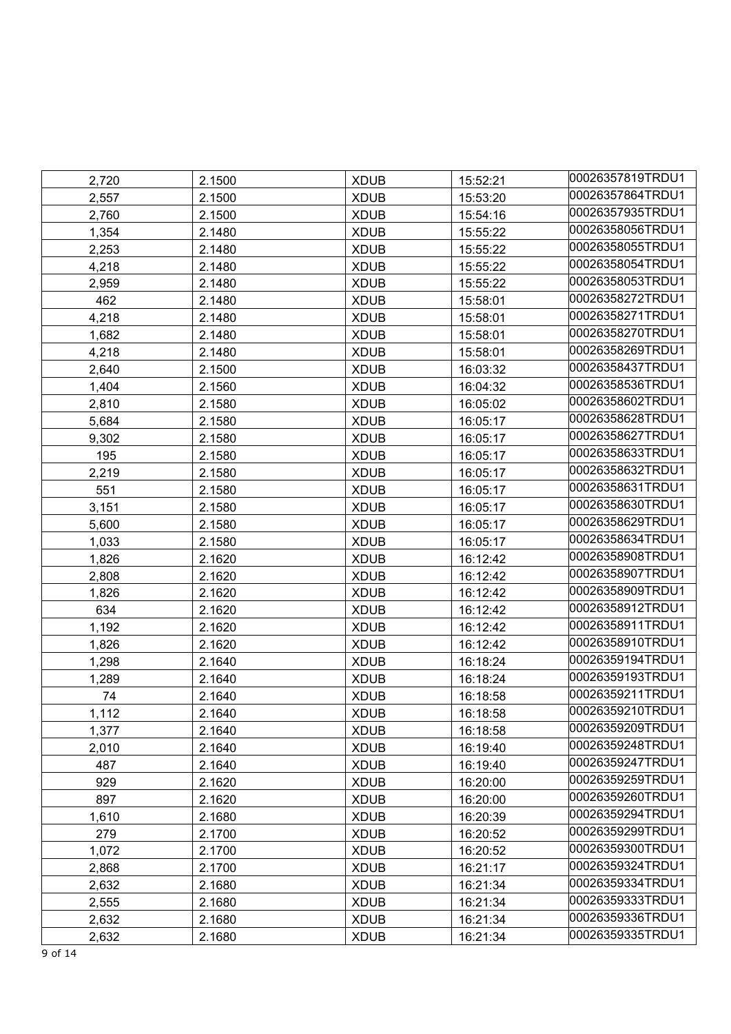| 2,720 | 2.1500 | XDUB | 15:52:21 | 00026357819TRDU1 |
|---|---|---|---|---|
| 2,557 | 2.1500 | XDUB | 15:53:20 | 00026357864TRDU1 |
| 2,760 | 2.1500 | XDUB | 15:54:16 | 00026357935TRDU1 |
| 1,354 | 2.1480 | XDUB | 15:55:22 | 00026358056TRDU1 |
| 2,253 | 2.1480 | XDUB | 15:55:22 | 00026358055TRDU1 |
| 4,218 | 2.1480 | XDUB | 15:55:22 | 00026358054TRDU1 |
| 2,959 | 2.1480 | XDUB | 15:55:22 | 00026358053TRDU1 |
| 462 | 2.1480 | XDUB | 15:58:01 | 00026358272TRDU1 |
| 4,218 | 2.1480 | XDUB | 15:58:01 | 00026358271TRDU1 |
| 1,682 | 2.1480 | XDUB | 15:58:01 | 00026358270TRDU1 |
| 4,218 | 2.1480 | XDUB | 15:58:01 | 00026358269TRDU1 |
| 2,640 | 2.1500 | XDUB | 16:03:32 | 00026358437TRDU1 |
| 1,404 | 2.1560 | XDUB | 16:04:32 | 00026358536TRDU1 |
| 2,810 | 2.1580 | XDUB | 16:05:02 | 00026358602TRDU1 |
| 5,684 | 2.1580 | XDUB | 16:05:17 | 00026358628TRDU1 |
| 9,302 | 2.1580 | XDUB | 16:05:17 | 00026358627TRDU1 |
| 195 | 2.1580 | XDUB | 16:05:17 | 00026358633TRDU1 |
| 2,219 | 2.1580 | XDUB | 16:05:17 | 00026358632TRDU1 |
| 551 | 2.1580 | XDUB | 16:05:17 | 00026358631TRDU1 |
| 3,151 | 2.1580 | XDUB | 16:05:17 | 00026358630TRDU1 |
| 5,600 | 2.1580 | XDUB | 16:05:17 | 00026358629TRDU1 |
| 1,033 | 2.1580 | XDUB | 16:05:17 | 00026358634TRDU1 |
| 1,826 | 2.1620 | XDUB | 16:12:42 | 00026358908TRDU1 |
| 2,808 | 2.1620 | XDUB | 16:12:42 | 00026358907TRDU1 |
| 1,826 | 2.1620 | XDUB | 16:12:42 | 00026358909TRDU1 |
| 634 | 2.1620 | XDUB | 16:12:42 | 00026358912TRDU1 |
| 1,192 | 2.1620 | XDUB | 16:12:42 | 00026358911TRDU1 |
| 1,826 | 2.1620 | XDUB | 16:12:42 | 00026358910TRDU1 |
| 1,298 | 2.1640 | XDUB | 16:18:24 | 00026359194TRDU1 |
| 1,289 | 2.1640 | XDUB | 16:18:24 | 00026359193TRDU1 |
| 74 | 2.1640 | XDUB | 16:18:58 | 00026359211TRDU1 |
| 1,112 | 2.1640 | XDUB | 16:18:58 | 00026359210TRDU1 |
| 1,377 | 2.1640 | XDUB | 16:18:58 | 00026359209TRDU1 |
| 2,010 | 2.1640 | XDUB | 16:19:40 | 00026359248TRDU1 |
| 487 | 2.1640 | XDUB | 16:19:40 | 00026359247TRDU1 |
| 929 | 2.1620 | XDUB | 16:20:00 | 00026359259TRDU1 |
| 897 | 2.1620 | XDUB | 16:20:00 | 00026359260TRDU1 |
| 1,610 | 2.1680 | XDUB | 16:20:39 | 00026359294TRDU1 |
| 279 | 2.1700 | XDUB | 16:20:52 | 00026359299TRDU1 |
| 1,072 | 2.1700 | XDUB | 16:20:52 | 00026359300TRDU1 |
| 2,868 | 2.1700 | XDUB | 16:21:17 | 00026359324TRDU1 |
| 2,632 | 2.1680 | XDUB | 16:21:34 | 00026359334TRDU1 |
| 2,555 | 2.1680 | XDUB | 16:21:34 | 00026359333TRDU1 |
| 2,632 | 2.1680 | XDUB | 16:21:34 | 00026359336TRDU1 |
| 2,632 | 2.1680 | XDUB | 16:21:34 | 00026359335TRDU1 |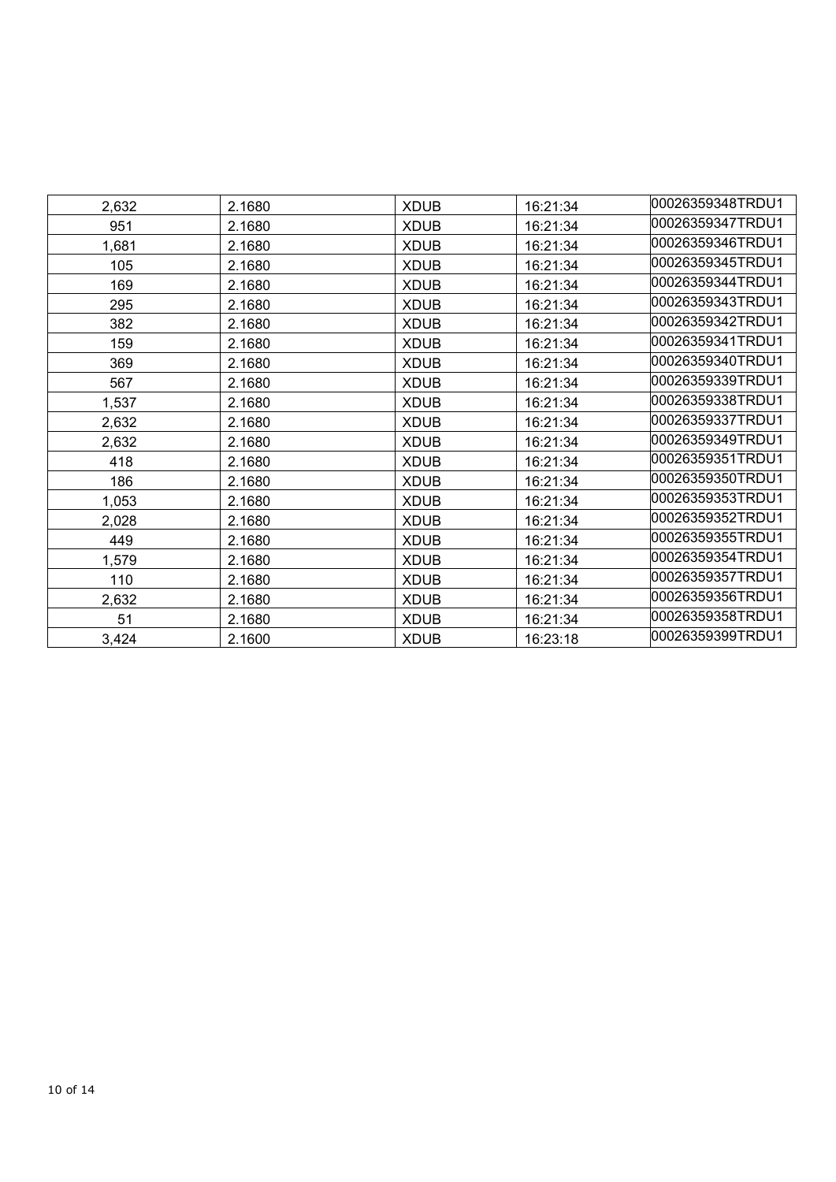| | | | | |
|---|---|---|---|---|
| 2,632 | 2.1680 | XDUB | 16:21:34 | 00026359348TRDU1 |
| 951 | 2.1680 | XDUB | 16:21:34 | 00026359347TRDU1 |
| 1,681 | 2.1680 | XDUB | 16:21:34 | 00026359346TRDU1 |
| 105 | 2.1680 | XDUB | 16:21:34 | 00026359345TRDU1 |
| 169 | 2.1680 | XDUB | 16:21:34 | 00026359344TRDU1 |
| 295 | 2.1680 | XDUB | 16:21:34 | 00026359343TRDU1 |
| 382 | 2.1680 | XDUB | 16:21:34 | 00026359342TRDU1 |
| 159 | 2.1680 | XDUB | 16:21:34 | 00026359341TRDU1 |
| 369 | 2.1680 | XDUB | 16:21:34 | 00026359340TRDU1 |
| 567 | 2.1680 | XDUB | 16:21:34 | 00026359339TRDU1 |
| 1,537 | 2.1680 | XDUB | 16:21:34 | 00026359338TRDU1 |
| 2,632 | 2.1680 | XDUB | 16:21:34 | 00026359337TRDU1 |
| 2,632 | 2.1680 | XDUB | 16:21:34 | 00026359349TRDU1 |
| 418 | 2.1680 | XDUB | 16:21:34 | 00026359351TRDU1 |
| 186 | 2.1680 | XDUB | 16:21:34 | 00026359350TRDU1 |
| 1,053 | 2.1680 | XDUB | 16:21:34 | 00026359353TRDU1 |
| 2,028 | 2.1680 | XDUB | 16:21:34 | 00026359352TRDU1 |
| 449 | 2.1680 | XDUB | 16:21:34 | 00026359355TRDU1 |
| 1,579 | 2.1680 | XDUB | 16:21:34 | 00026359354TRDU1 |
| 110 | 2.1680 | XDUB | 16:21:34 | 00026359357TRDU1 |
| 2,632 | 2.1680 | XDUB | 16:21:34 | 00026359356TRDU1 |
| 51 | 2.1680 | XDUB | 16:21:34 | 00026359358TRDU1 |
| 3,424 | 2.1600 | XDUB | 16:23:18 | 00026359399TRDU1 |